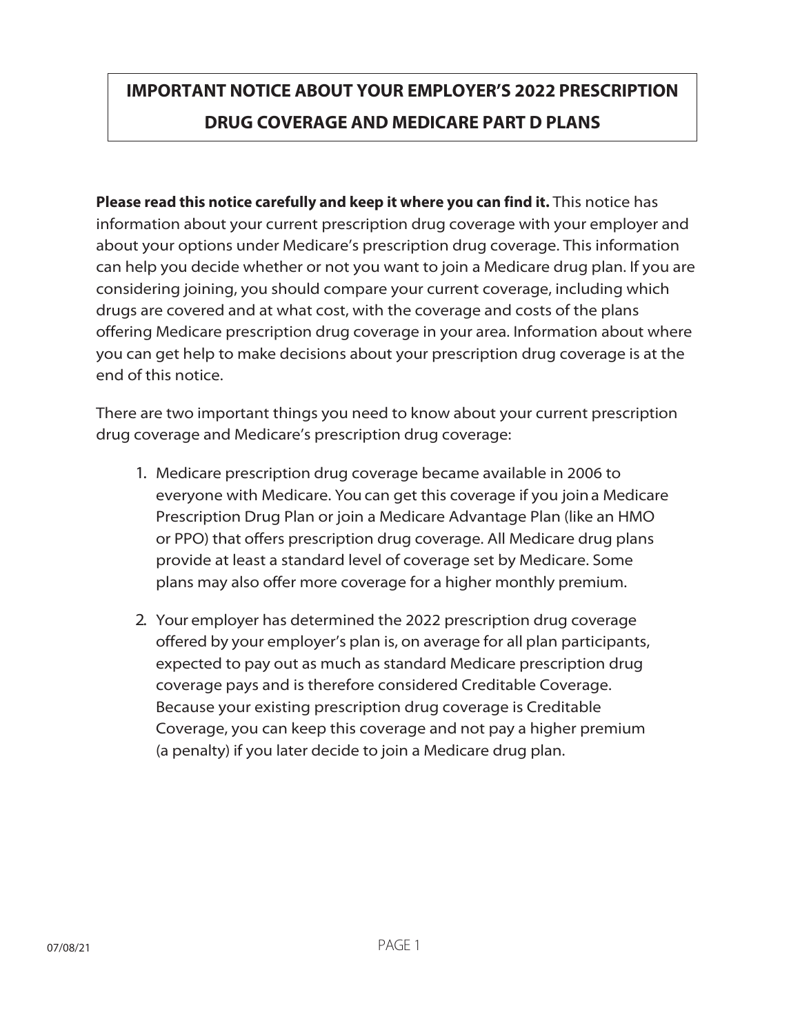# IMPORTANT NOTICE ABOUT YOUR EMPLOYER'S 2022 PRESCRIPTION DRUG COVERAGE AND MEDICARE PART D PLANS

**Please read this notice carefully and keep it where you can find it.** This notice has information about your current prescription drug coverage with your employer and about your options under Medicare's prescription drug coverage. This information can help you decide whether or not you want to join a Medicare drug plan. If you are considering joining, you should compare your current coverage, including which drugs are covered and at what cost, with the coverage and costs of the plans offering Medicare prescription drug coverage in your area. Information about where you can get help to make decisions about your prescription drug coverage is at the end of this notice.

There are two important things you need to know about your current prescription drug coverage and Medicare's prescription drug coverage:

1. Medicare prescription drug coverage became available in 2006 to everyone with Medicare. You can get this coverage if you join a Medicare Prescription Drug Plan or join a Medicare Advantage Plan (like an HMO or PPO) that offers prescription drug coverage. All Medicare drug plans provide at least a standard level of coverage set by Medicare. Some plans may also offer more coverage for a higher monthly premium.

2. Your employer has determined the 2022 prescription drug coverage offered by your employer's plan is, on average for all plan participants, expected to pay out as much as standard Medicare prescription drug coverage pays and is therefore considered Creditable Coverage. Because your existing prescription drug coverage is Creditable Coverage, you can keep this coverage and not pay a higher premium (a penalty) if you later decide to join a Medicare drug plan.

07/08/21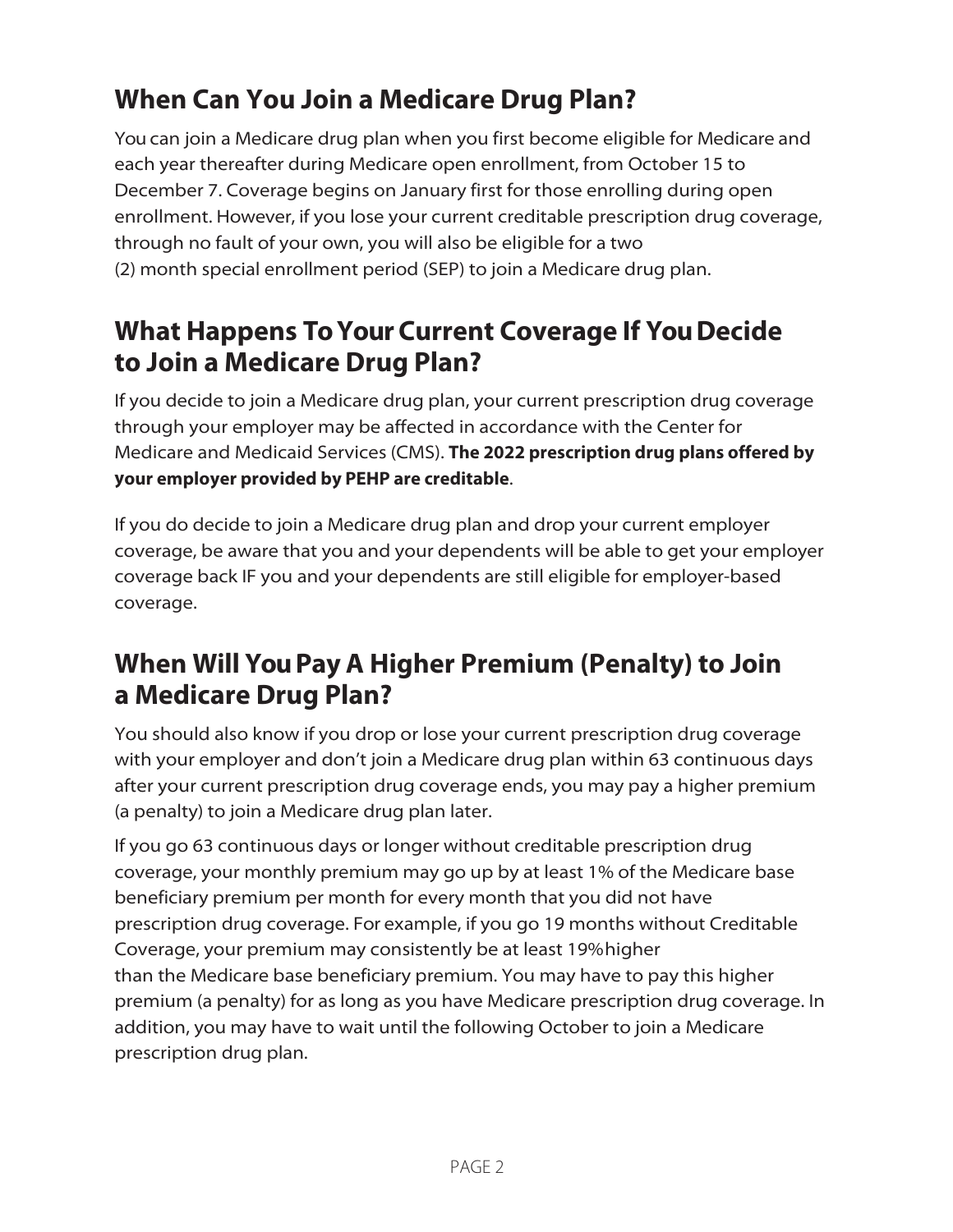## When Can You Join a Medicare Drug Plan?

You can join a Medicare drug plan when you first become eligible for Medicare and each year thereafter during Medicare open enrollment, from October 15 to December 7. Coverage begins on January first for those enrolling during open enrollment. However, if you lose your current creditable prescription drug coverage, through no fault of your own, you will also be eligible for a two (2) month special enrollment period (SEP) to join a Medicare drug plan.

## What Happens To Your Current Coverage If You Decide to Join a Medicare Drug Plan?

If you decide to join a Medicare drug plan, your current prescription drug coverage through your employer may be affected in accordance with the Center for Medicare and Medicaid Services (CMS). **The 2022 prescription drug plans offered by your employer provided by PEHP are creditable**.

If you do decide to join a Medicare drug plan and drop your current employer coverage, be aware that you and your dependents will be able to get your employer coverage back IF you and your dependents are still eligible for employer-based coverage.

## When Will You Pay A Higher Premium (Penalty) to Join a Medicare Drug Plan?

You should also know if you drop or lose your current prescription drug coverage with your employer and don't join a Medicare drug plan within 63 continuous days after your current prescription drug coverage ends, you may pay a higher premium (a penalty) to join a Medicare drug plan later.

If you go 63 continuous days or longer without creditable prescription drug coverage, your monthly premium may go up by at least 1% of the Medicare base beneficiary premium per month for every month that you did not have prescription drug coverage. For example, if you go 19 months without Creditable Coverage, your premium may consistently be at least 19% higher than the Medicare base beneficiary premium. You may have to pay this higher premium (a penalty) for as long as you have Medicare prescription drug coverage. In addition, you may have to wait until the following October to join a Medicare prescription drug plan.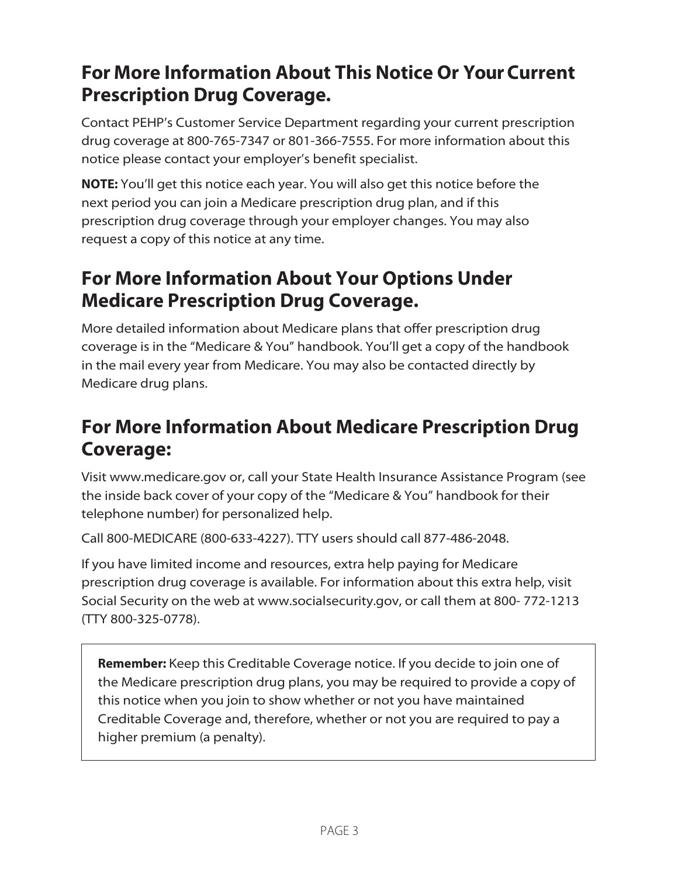## For More Information About This Notice Or Your Current Prescription Drug Coverage.

Contact PEHP's Customer Service Department regarding your current prescription drug coverage at 800-765-7347 or 801-366-7555. For more information about this notice please contact your employer's benefit specialist.

**NOTE:** You'll get this notice each year. You will also get this notice before the next period you can join a Medicare prescription drug plan, and if this prescription drug coverage through your employer changes. You may also request a copy of this notice at any time.

## For More Information About Your Options Under Medicare Prescription Drug Coverage.

More detailed information about Medicare plans that offer prescription drug coverage is in the "Medicare & You" handbook. You'll get a copy of the handbook in the mail every year from Medicare. You may also be contacted directly by Medicare drug plans.

## For More Information About Medicare Prescription Drug Coverage:

Visit www.medicare.gov or, call your State Health Insurance Assistance Program (see the inside back cover of your copy of the "Medicare & You" handbook for their telephone number) for personalized help.

Call 800-MEDICARE (800-633-4227). TTY users should call 877-486-2048.

If you have limited income and resources, extra help paying for Medicare prescription drug coverage is available. For information about this extra help, visit Social Security on the web at www.socialsecurity.gov, or call them at 800- 772-1213 (TTY 800-325-0778).

**Remember:** Keep this Creditable Coverage notice. If you decide to join one of the Medicare prescription drug plans, you may be required to provide a copy of this notice when you join to show whether or not you have maintained Creditable Coverage and, therefore, whether or not you are required to pay a higher premium (a penalty).